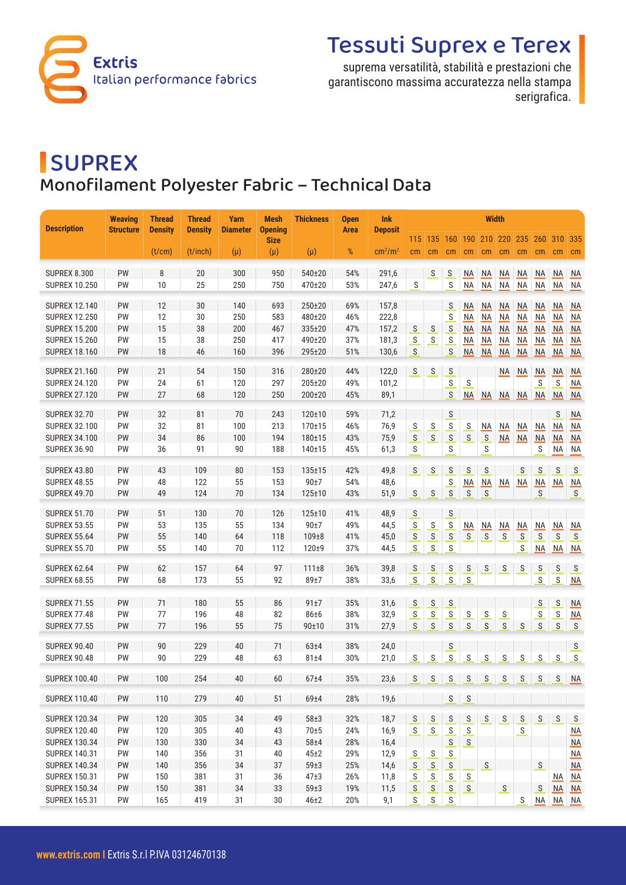# Tessuti Suprex e Terex

suprema versatilità, stabilità e prestazioni che garantiscono massima accuratezza nella stampa serigrafica.

# SUPREX

## Monofilament Polyester Fabric – Technical Data

| Description | Weaving Structure | Thread Density | Thread Density | Yarn Diameter | Mesh Opening Size | Thickness | Open Area | Ink Deposit | Width | | | | | | | | | |
|---|---|---|---|---|---|---|---|---|---|---|---|---|---|---|---|---|---|---|
| | | (t/cm) | (t/inch) | (μ) | (μ) | (μ) | % | cm³/m² | 115 cm | 135 cm | 160 cm | 190 cm | 210 cm | 220 cm | 235 cm | 260 cm | 310 cm | 335 cm |
| SUPREX 8.300 | PW | 8 | 20 | 300 | 950 | 540±20 | 54% | 291,6 | | S | S | NA | NA | NA | NA | NA | NA | NA |
| SUPREX 10.250 | PW | 10 | 25 | 250 | 750 | 470±20 | 53% | 247,6 | S | | S | NA | NA | NA | NA | NA | NA | NA |
| SUPREX 12.140 | PW | 12 | 30 | 140 | 693 | 250±20 | 69% | 157,8 | | | S | NA | NA | NA | NA | NA | NA | NA |
| SUPREX 12.250 | PW | 12 | 30 | 250 | 583 | 480±20 | 46% | 222,8 | | | S | NA | NA | NA | NA | NA | NA | NA |
| SUPREX 15.200 | PW | 15 | 38 | 200 | 467 | 335±20 | 47% | 157,2 | S | S | S | NA | NA | NA | NA | NA | NA | NA |
| SUPREX 15.260 | PW | 15 | 38 | 250 | 417 | 490±20 | 37% | 181,3 | S | S | S | NA | NA | NA | NA | NA | NA | NA |
| SUPREX 18.160 | PW | 18 | 46 | 160 | 396 | 295±20 | 51% | 130,6 | S | | S | NA | NA | NA | NA | NA | NA | NA |
| SUPREX 21.160 | PW | 21 | 54 | 150 | 316 | 280±20 | 44% | 122,0 | S | S | S | | | NA | NA | NA | NA | NA |
| SUPREX 24.120 | PW | 24 | 61 | 120 | 297 | 205±20 | 49% | 101,2 | | | S | S | | | | S | S | NA |
| SUPREX 27.120 | PW | 27 | 68 | 120 | 250 | 200±20 | 45% | 89,1 | | | S | NA | NA | NA | NA | NA | NA | NA |
| SUPREX 32.70 | PW | 32 | 81 | 70 | 243 | 120±10 | 59% | 71,2 | | | S | | | | | | S | NA |
| SUPREX 32.100 | PW | 32 | 81 | 100 | 213 | 170±15 | 46% | 76,9 | S | S | S | S | NA | NA | NA | NA | NA | NA |
| SUPREX 34.100 | PW | 34 | 86 | 100 | 194 | 180±15 | 43% | 75,9 | S | S | S | S | S | NA | NA | NA | NA | NA |
| SUPREX 36.90 | PW | 36 | 91 | 90 | 188 | 140±15 | 45% | 61,3 | S | | S | | S | | | S | NA | NA |
| SUPREX 43.80 | PW | 43 | 109 | 80 | 153 | 135±15 | 42% | 49,8 | S | S | S | S | S | | S | S | S | S |
| SUPREX 48.55 | PW | 48 | 122 | 55 | 153 | 90±7 | 54% | 48,6 | | | S | NA | NA | NA | NA | NA | NA | NA |
| SUPREX 49.70 | PW | 49 | 124 | 70 | 134 | 125±10 | 43% | 51,9 | S | S | S | S | S | | | S | | S |
| SUPREX 51.70 | PW | 51 | 130 | 70 | 126 | 125±10 | 41% | 48,9 | S | | S | | | | | | | |
| SUPREX 53.55 | PW | 53 | 135 | 55 | 134 | 90±7 | 49% | 44,5 | S | S | S | NA | NA | NA | NA | NA | NA | NA |
| SUPREX 55.64 | PW | 55 | 140 | 64 | 118 | 109±8 | 41% | 45,0 | S | S | S | S | S | S | S | S | S | S |
| SUPREX 55.70 | PW | 55 | 140 | 70 | 112 | 120±9 | 37% | 44,5 | S | S | S | | | | S | NA | NA | NA |
| SUPREX 62.64 | PW | 62 | 157 | 64 | 97 | 111±8 | 36% | 39,8 | S | S | S | S | S | S | S | S | S | S |
| SUPREX 68.55 | PW | 68 | 173 | 55 | 92 | 89±7 | 38% | 33,6 | S | S | S | S | | | | S | S | NA |
| SUPREX 71.55 | PW | 71 | 180 | 55 | 86 | 91±7 | 35% | 31,6 | S | S | S | | | | | S | S | NA |
| SUPREX 77.48 | PW | 77 | 196 | 48 | 82 | 86±6 | 38% | 32,9 | S | S | S | S | S | S | | S | S | NA |
| SUPREX 77.55 | PW | 77 | 196 | 55 | 75 | 90±10 | 31% | 27,9 | S | S | S | S | S | S | S | S | S | S |
| SUPREX 90.40 | PW | 90 | 229 | 40 | 71 | 63±4 | 38% | 24,0 | | | S | | | | | | | S |
| SUPREX 90.48 | PW | 90 | 229 | 48 | 63 | 81±4 | 30% | 21,0 | S | S | S | S | S | S | S | S | S | S |
| SUPREX 100.40 | PW | 100 | 254 | 40 | 60 | 67±4 | 35% | 23,6 | S | S | S | S | S | S | S | S | S | NA |
| SUPREX 110.40 | PW | 110 | 279 | 40 | 51 | 69±4 | 28% | 19,6 | | | S | S | | | | | | |
| SUPREX 120.34 | PW | 120 | 305 | 34 | 49 | 58±3 | 32% | 18,7 | S | S | S | S | S | S | S | S | S | S |
| SUPREX 120.40 | PW | 120 | 305 | 40 | 43 | 70±5 | 24% | 16,9 | S | S | S | S | | | S | | | NA |
| SUPREX 130.34 | PW | 130 | 330 | 34 | 43 | 58±4 | 28% | 16,4 | | | S | S | | | | | | NA |
| SUPREX 140.31 | PW | 140 | 356 | 31 | 40 | 45±2 | 29% | 12,9 | S | S | S | | | | | | | NA |
| SUPREX 140.34 | PW | 140 | 356 | 34 | 37 | 59±3 | 25% | 14,6 | S | S | S | | S | | | S | | NA |
| SUPREX 150.31 | PW | 150 | 381 | 31 | 36 | 47±3 | 26% | 11,8 | S | S | S | S | | | | | NA | NA |
| SUPREX 150.34 | PW | 150 | 381 | 34 | 33 | 59±3 | 19% | 11,5 | S | S | S | S | | S | | S | NA | NA |
| SUPREX 165.31 | PW | 165 | 419 | 31 | 30 | 46±2 | 20% | 9,1 | S | S | S | | | | S | NA | NA | NA |

www.extris.com I Extris S.r.l P.IVA 03124670138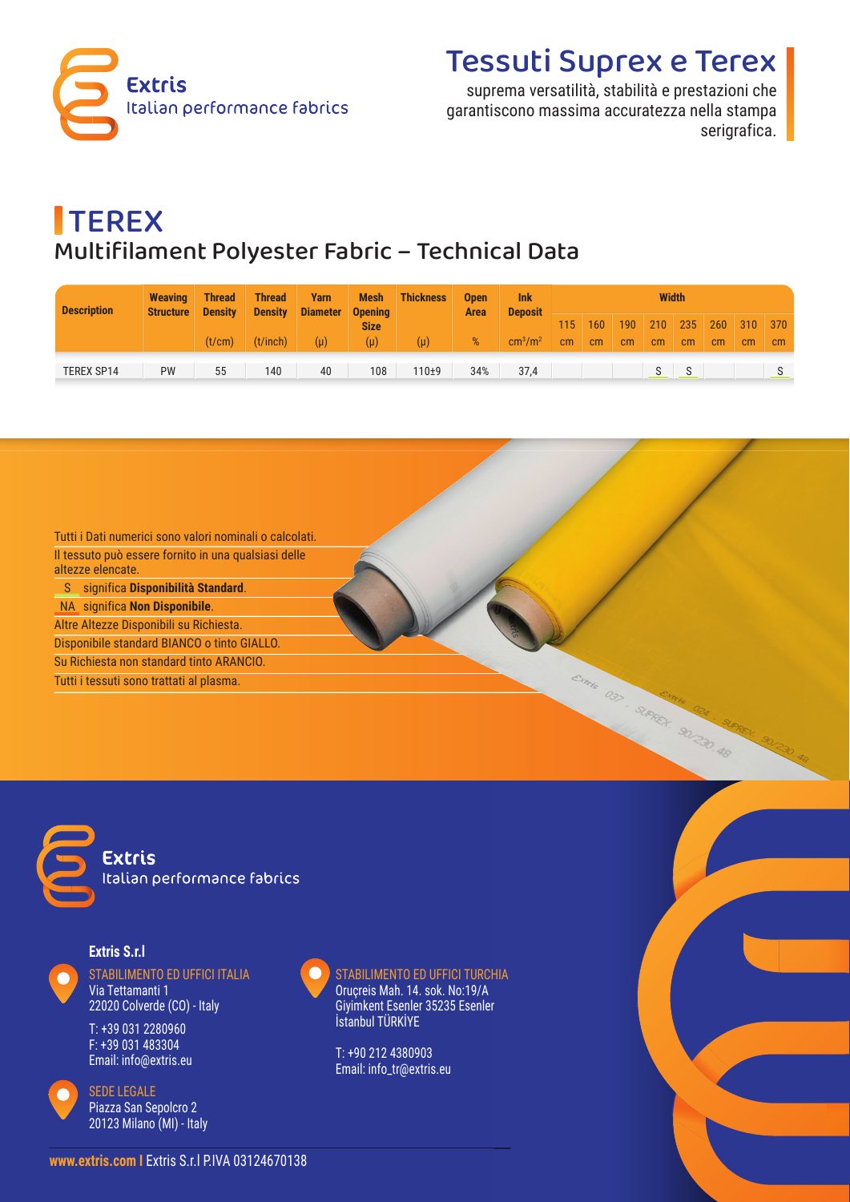Extris
Italian performance fabrics

# Tessuti Suprex e Terex

suprema versatilità, stabilità e prestazioni che garantiscono massima accuratezza nella stampa serigrafica.

## TEREX

### Multifilament Polyester Fabric – Technical Data

| Description | Weaving Structure | Thread Density | Thread Density | Yarn Diameter | Mesh Opening Size | Thickness | Open Area | Ink Deposit | Width | | | | | | | |
|---|---|---|---|---|---|---|---|---|---|---|---|---|---|---|---|---|
| | | (t/cm) | (t/inch) | (µ) | (µ) | (µ) | % | $cm^3/m^2$ | 115 cm | 160 cm | 190 cm | 210 cm | 235 cm | 260 cm | 310 cm | 370 cm |
| TEREX SP14 | PW | 55 | 140 | 40 | 108 | 110±9 | 34% | 37,4 | | | | S | S | | | S |

Tutti i Dati numerici sono valori nominali o calcolati.

Il tessuto può essere fornito in una qualsiasi delle altezze elencate.

S significa **Disponibilità Standard**.

NA significa **Non Disponibile**.

Altre Altezze Disponibili su Richiesta.

Disponibile standard BIANCO o tinto GIALLO.

Su Richiesta non standard tinto ARANCIO.

Tutti i tessuti sono trattati al plasma.

Extris
Italian performance fabrics

**Extris S.r.l**

STABILIMENTO ED UFFICI ITALIA
Via Tettamanti 1
22020 Colverde (CO) - Italy

T: +39 031 2280960
F: +39 031 483304
Email: info@extris.eu

SEDE LEGALE
Piazza San Sepolcro 2
20123 Milano (MI) - Italy

STABILIMENTO ED UFFICI TURCHIA
Oruçreis Mah. 14. sok. No:19/A
Giyimkent Esenler 35235 Esenler
İstanbul TÜRKİYE

T: +90 212 4380903
Email: info_tr@extris.eu

**www.extris.com** | Extris S.r.l P.IVA 03124670138